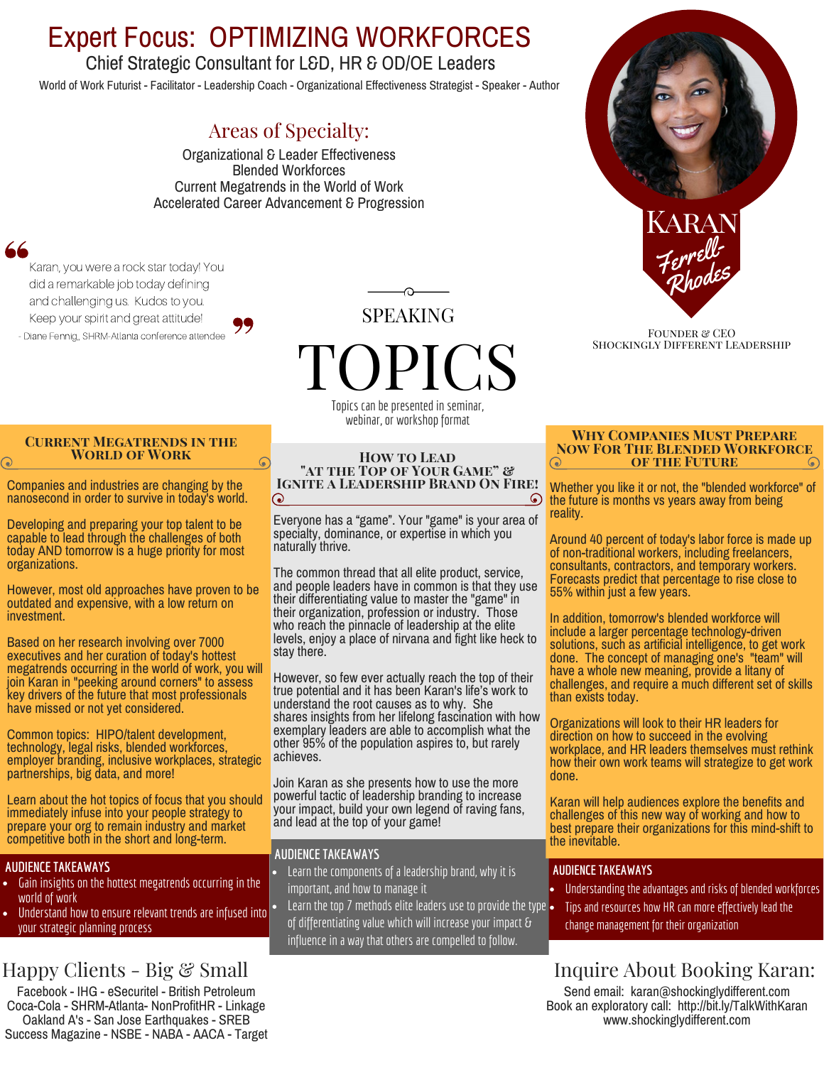# Expert Focus: OPTIMIZING WORKFORCES

## Chief Strategic Consultant for L&D, HR & OD/OE Leaders

World of Work Futurist - Facilitator - Leadership Coach - Organizational Effectiveness Strategist - Speaker - Author

## Areas of Specialty:

Organizational & Leader Effectiveness
Blended Workforces
Current Megatrends in the World of Work
Accelerated Career Advancement & Progression

> Karan, you were a rock star today! You did a remarkable job defining and challenging us. Kudos to you. Keep your spirit and great attitude!
>
> - Diane Fennig, SHRM-Atlanta conference attendee

**KARAN Ferrell-Rhodes**

FOUNDER & CEO
SHOCKINGLY DIFFERENT LEADERSHIP

# SPEAKING TOPICS

Topics can be presented in seminar, webinar, or workshop format

## Current Megatrends in the World of Work

Companies and industries are changing by the nanosecond in order to survive in today's world.

Developing and preparing your top talent to be capable to lead through the challenges of both today AND tomorrow is a huge priority for most organizations.

However, most old approaches have proven to be outdated and expensive, with a low return on investment.

Based on her research involving over 7000 executives and her curation of today's hottest megatrends occurring in the world of work, you will join Karan in "peeking around corners" to assess key drivers of the future that most professionals have missed or not yet considered.

Common topics: HIPO/talent development, technology, legal risks, blended workforces, employer branding, inclusive workplaces, strategic partnerships, big data, and more!

Learn about the hot topics of focus that you should immediately infuse into your people strategy to prepare your org to remain industry and market competitive both in the short and long-term.

### AUDIENCE TAKEAWAYS

- Gain insights on the hottest megatrends occurring in the world of work
- Understand how to ensure relevant trends are infused into your strategic planning process

## How to Lead "At the Top of Your Game" & Ignite a Leadership Brand on Fire!

Everyone has a "game". Your "game" is your area of specialty, dominance, or expertise in which you naturally thrive.

The common thread that all elite product, service, and people leaders have in common is that they use their differentiating value to master the "game" in their organization, profession or industry. Those who reach the pinnacle of leadership at the elite levels, enjoy a place of nirvana and fight like heck to stay there.

However, so few ever actually reach the top of their true potential and it has been Karan's life's work to understand the root causes as to why. She shares insights from her lifelong fascination with how exemplary leaders are able to accomplish what the other 95% of the population aspires to, but rarely achieves.

Join Karan as she presents how to use the more powerful tactic of leadership branding to increase your impact, build your own legend of raving fans, and lead at the top of your game!

### AUDIENCE TAKEAWAYS

- Learn the components of a leadership brand, why it is important, and how to manage it
- Learn the top 7 methods elite leaders use to provide the type of differentiating value which will increase your impact & influence in a way that others are compelled to follow.

## Why Companies Must Prepare Now for the Blended Workforce of the Future

Whether you like it or not, the "blended workforce" of the future is months vs years away from being reality.

Around 40 percent of today's labor force is made up of non-traditional workers, including freelancers, consultants, contractors, and temporary workers. Forecasts predict that percentage to rise close to 55% within just a few years.

In addition, tomorrow's blended workforce will include a larger percentage technology-driven solutions, such as artificial intelligence, to get work done. The concept of managing one's "team" will have a whole new meaning, provide a litany of challenges, and require a much different set of skills than exists today.

Organizations will look to their HR leaders for direction on how to succeed in the evolving workplace, and HR leaders themselves must rethink how their own work teams will strategize to get work done.

Karan will help audiences explore the benefits and challenges of this new way of working and how to best prepare their organizations for this mind-shift to the inevitable.

### AUDIENCE TAKEAWAYS

- Understanding the advantages and risks of blended workforces
- Tips and resources how HR can more effectively lead the change management for their organization

## Happy Clients - Big & Small

Facebook - IHG - eSecuritel - British Petroleum
Coca-Cola - SHRM-Atlanta- NonProfitHR - Linkage
Oakland A's - San Jose Earthquakes - SREB
Success Magazine - NSBE - NABA - AACA - Target

## Inquire About Booking Karan:

Send email: karan@shockinglydifferent.com
Book an exploratory call: http://bit.ly/TalkWithKaran
www.shockinglydifferent.com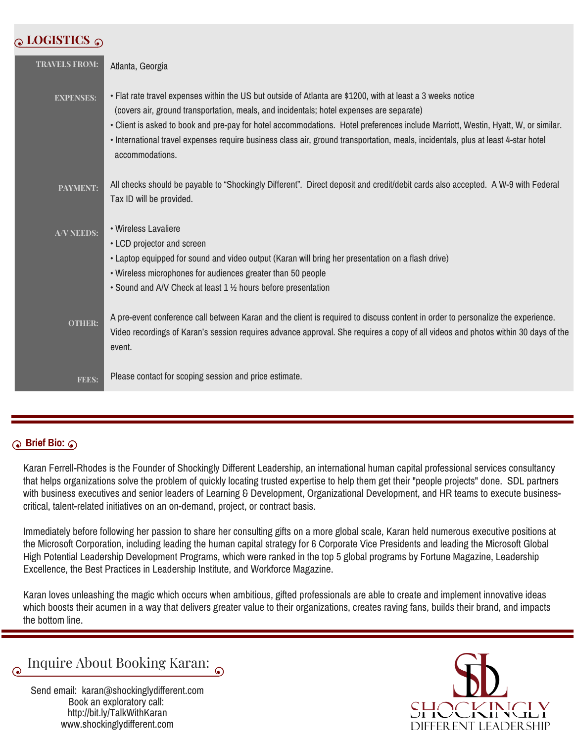## LOGISTICS

| | |
|---|---|
| **TRAVELS FROM:** | Atlanta, Georgia |
| **EXPENSES:** | • Flat rate travel expenses within the US but outside of Atlanta are $1200, with at least a 3 weeks notice (covers air, ground transportation, meals, and incidentals; hotel expenses are separate)<br>• Client is asked to book and pre-pay for hotel accommodations. Hotel preferences include Marriott, Westin, Hyatt, W, or similar.<br>• International travel expenses require business class air, ground transportation, meals, incidentals, plus at least 4-star hotel accommodations. |
| **PAYMENT:** | All checks should be payable to “Shockingly Different”. Direct deposit and credit/debit cards also accepted. A W-9 with Federal Tax ID will be provided. |
| **A/V NEEDS:** | • Wireless Lavaliere<br>• LCD projector and screen<br>• Laptop equipped for sound and video output (Karan will bring her presentation on a flash drive)<br>• Wireless microphones for audiences greater than 50 people<br>• Sound and A/V Check at least 1 ½ hours before presentation |
| **OTHER:** | A pre-event conference call between Karan and the client is required to discuss content in order to personalize the experience. Video recordings of Karan’s session requires advance approval. She requires a copy of all videos and photos within 30 days of the event. |
| **FEES:** | Please contact for scoping session and price estimate. |

## Brief Bio:

Karan Ferrell-Rhodes is the Founder of Shockingly Different Leadership, an international human capital professional services consultancy that helps organizations solve the problem of quickly locating trusted expertise to help them get their "people projects" done. SDL partners with business executives and senior leaders of Learning & Development, Organizational Development, and HR teams to execute business-critical, talent-related initiatives on an on-demand, project, or contract basis.

Immediately before following her passion to share her consulting gifts on a more global scale, Karan held numerous executive positions at the Microsoft Corporation, including leading the human capital strategy for 6 Corporate Vice Presidents and leading the Microsoft Global High Potential Leadership Development Programs, which were ranked in the top 5 global programs by Fortune Magazine, Leadership Excellence, the Best Practices in Leadership Institute, and Workforce Magazine.

Karan loves unleashing the magic which occurs when ambitious, gifted professionals are able to create and implement innovative ideas which boosts their acumen in a way that delivers greater value to their organizations, creates raving fans, builds their brand, and impacts the bottom line.

## Inquire About Booking Karan:

Send email: karan@shockinglydifferent.com
Book an exploratory call:
http://bit.ly/TalkWithKaran
www.shockinglydifferent.com

SDL
SHOCKINGLY
DIFFERENT LEADERSHIP